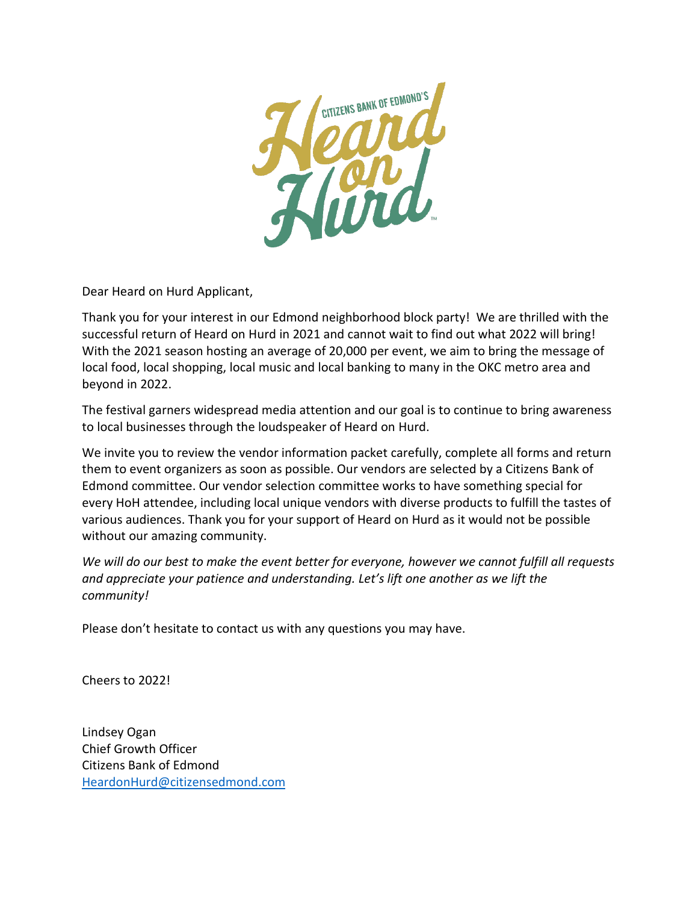CITIZENS BANK OF EDMOND'S Heard on Hurd™

Dear Heard on Hurd Applicant,

Thank you for your interest in our Edmond neighborhood block party! We are thrilled with the successful return of Heard on Hurd in 2021 and cannot wait to find out what 2022 will bring! With the 2021 season hosting an average of 20,000 per event, we aim to bring the message of local food, local shopping, local music and local banking to many in the OKC metro area and beyond in 2022.

The festival garners widespread media attention and our goal is to continue to bring awareness to local businesses through the loudspeaker of Heard on Hurd.

We invite you to review the vendor information packet carefully, complete all forms and return them to event organizers as soon as possible. Our vendors are selected by a Citizens Bank of Edmond committee. Our vendor selection committee works to have something special for every HoH attendee, including local unique vendors with diverse products to fulfill the tastes of various audiences. Thank you for your support of Heard on Hurd as it would not be possible without our amazing community.

*We will do our best to make the event better for everyone, however we cannot fulfill all requests and appreciate your patience and understanding. Let's lift one another as we lift the community!*

Please don't hesitate to contact us with any questions you may have.

Cheers to 2022!

Lindsey Ogan
Chief Growth Officer
Citizens Bank of Edmond
HeardonHurd@citizensedmond.com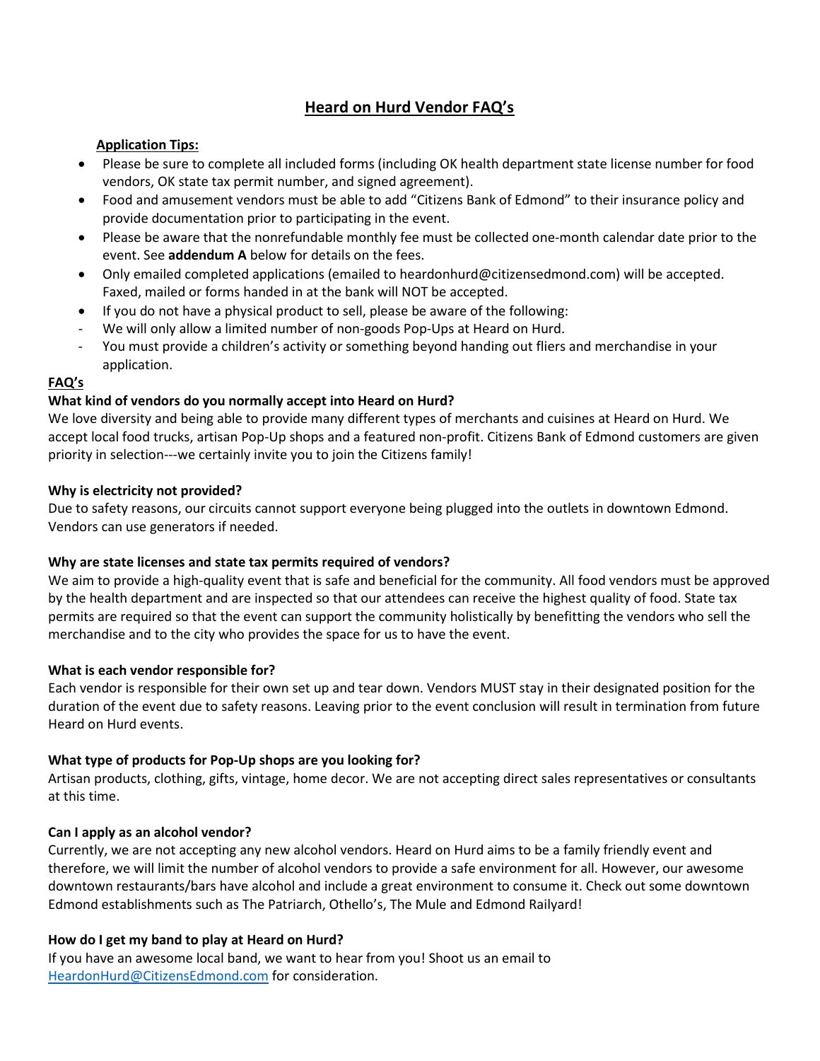# Heard on Hurd Vendor FAQ's

**Application Tips:**

- Please be sure to complete all included forms (including OK health department state license number for food vendors, OK state tax permit number, and signed agreement).
- Food and amusement vendors must be able to add "Citizens Bank of Edmond" to their insurance policy and provide documentation prior to participating in the event.
- Please be aware that the nonrefundable monthly fee must be collected one-month calendar date prior to the event. See **addendum A** below for details on the fees.
- Only emailed completed applications (emailed to heardonhurd@citizensedmond.com) will be accepted. Faxed, mailed or forms handed in at the bank will NOT be accepted.
- If you do not have a physical product to sell, please be aware of the following:
- We will only allow a limited number of non-goods Pop-Ups at Heard on Hurd.
- You must provide a children's activity or something beyond handing out fliers and merchandise in your application.

**FAQ's**

**What kind of vendors do you normally accept into Heard on Hurd?**
We love diversity and being able to provide many different types of merchants and cuisines at Heard on Hurd. We accept local food trucks, artisan Pop-Up shops and a featured non-profit. Citizens Bank of Edmond customers are given priority in selection---we certainly invite you to join the Citizens family!

**Why is electricity not provided?**
Due to safety reasons, our circuits cannot support everyone being plugged into the outlets in downtown Edmond. Vendors can use generators if needed.

**Why are state licenses and state tax permits required of vendors?**
We aim to provide a high-quality event that is safe and beneficial for the community. All food vendors must be approved by the health department and are inspected so that our attendees can receive the highest quality of food. State tax permits are required so that the event can support the community holistically by benefitting the vendors who sell the merchandise and to the city who provides the space for us to have the event.

**What is each vendor responsible for?**
Each vendor is responsible for their own set up and tear down. Vendors MUST stay in their designated position for the duration of the event due to safety reasons. Leaving prior to the event conclusion will result in termination from future Heard on Hurd events.

**What type of products for Pop-Up shops are you looking for?**
Artisan products, clothing, gifts, vintage, home decor. We are not accepting direct sales representatives or consultants at this time.

**Can I apply as an alcohol vendor?**
Currently, we are not accepting any new alcohol vendors. Heard on Hurd aims to be a family friendly event and therefore, we will limit the number of alcohol vendors to provide a safe environment for all. However, our awesome downtown restaurants/bars have alcohol and include a great environment to consume it. Check out some downtown Edmond establishments such as The Patriarch, Othello's, The Mule and Edmond Railyard!

**How do I get my band to play at Heard on Hurd?**
If you have an awesome local band, we want to hear from you! Shoot us an email to HeardonHurd@CitizensEdmond.com for consideration.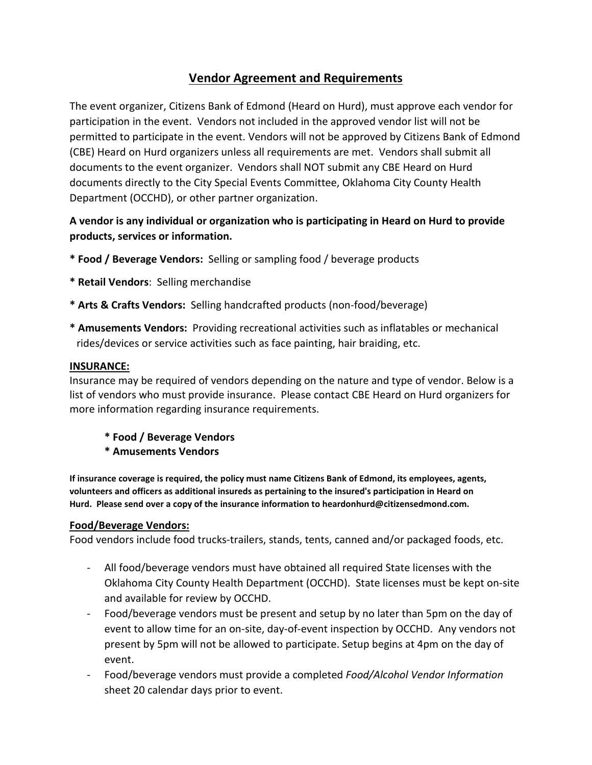# Vendor Agreement and Requirements

The event organizer, Citizens Bank of Edmond (Heard on Hurd), must approve each vendor for participation in the event. Vendors not included in the approved vendor list will not be permitted to participate in the event. Vendors will not be approved by Citizens Bank of Edmond (CBE) Heard on Hurd organizers unless all requirements are met. Vendors shall submit all documents to the event organizer. Vendors shall NOT submit any CBE Heard on Hurd documents directly to the City Special Events Committee, Oklahoma City County Health Department (OCCHD), or other partner organization.

**A vendor is any individual or organization who is participating in Heard on Hurd to provide products, services or information.**

* **Food / Beverage Vendors:** Selling or sampling food / beverage products
* **Retail Vendors**: Selling merchandise
* **Arts & Crafts Vendors:** Selling handcrafted products (non-food/beverage)
* **Amusements Vendors:** Providing recreational activities such as inflatables or mechanical rides/devices or service activities such as face painting, hair braiding, etc.

## INSURANCE:

Insurance may be required of vendors depending on the nature and type of vendor. Below is a list of vendors who must provide insurance. Please contact CBE Heard on Hurd organizers for more information regarding insurance requirements.

* **Food / Beverage Vendors**
* **Amusements Vendors**

**If insurance coverage is required, the policy must name Citizens Bank of Edmond, its employees, agents, volunteers and officers as additional insureds as pertaining to the insured's participation in Heard on Hurd. Please send over a copy of the insurance information to heardonhurd@citizensedmond.com.**

## Food/Beverage Vendors:

Food vendors include food trucks-trailers, stands, tents, canned and/or packaged foods, etc.

- All food/beverage vendors must have obtained all required State licenses with the Oklahoma City County Health Department (OCCHD). State licenses must be kept on-site and available for review by OCCHD.
- Food/beverage vendors must be present and setup by no later than 5pm on the day of event to allow time for an on-site, day-of-event inspection by OCCHD. Any vendors not present by 5pm will not be allowed to participate. Setup begins at 4pm on the day of event.
- Food/beverage vendors must provide a completed *Food/Alcohol Vendor Information* sheet 20 calendar days prior to event.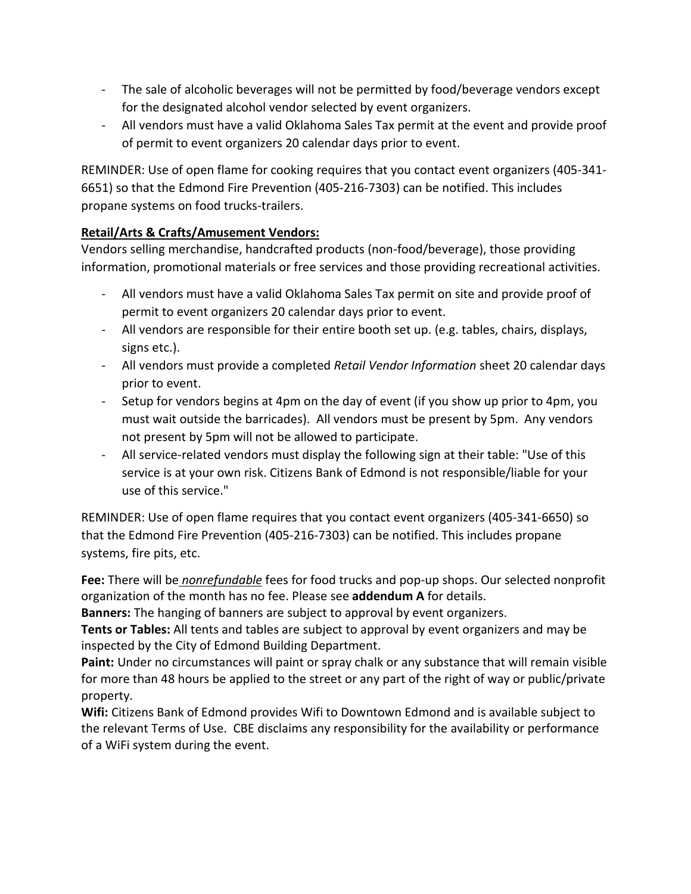- The sale of alcoholic beverages will not be permitted by food/beverage vendors except for the designated alcohol vendor selected by event organizers.
- All vendors must have a valid Oklahoma Sales Tax permit at the event and provide proof of permit to event organizers 20 calendar days prior to event.

REMINDER: Use of open flame for cooking requires that you contact event organizers (405-341-6651) so that the Edmond Fire Prevention (405-216-7303) can be notified. This includes propane systems on food trucks-trailers.

**Retail/Arts & Crafts/Amusement Vendors:**

Vendors selling merchandise, handcrafted products (non-food/beverage), those providing information, promotional materials or free services and those providing recreational activities.

- All vendors must have a valid Oklahoma Sales Tax permit on site and provide proof of permit to event organizers 20 calendar days prior to event.
- All vendors are responsible for their entire booth set up. (e.g. tables, chairs, displays, signs etc.).
- All vendors must provide a completed *Retail Vendor Information* sheet 20 calendar days prior to event.
- Setup for vendors begins at 4pm on the day of event (if you show up prior to 4pm, you must wait outside the barricades). All vendors must be present by 5pm. Any vendors not present by 5pm will not be allowed to participate.
- All service-related vendors must display the following sign at their table: "Use of this service is at your own risk. Citizens Bank of Edmond is not responsible/liable for your use of this service."

REMINDER: Use of open flame requires that you contact event organizers (405-341-6650) so that the Edmond Fire Prevention (405-216-7303) can be notified. This includes propane systems, fire pits, etc.

**Fee:** There will be ***nonrefundable*** fees for food trucks and pop-up shops. Our selected nonprofit organization of the month has no fee. Please see **addendum A** for details.

**Banners:** The hanging of banners are subject to approval by event organizers.

**Tents or Tables:** All tents and tables are subject to approval by event organizers and may be inspected by the City of Edmond Building Department.

**Paint:** Under no circumstances will paint or spray chalk or any substance that will remain visible for more than 48 hours be applied to the street or any part of the right of way or public/private property.

**Wifi:** Citizens Bank of Edmond provides Wifi to Downtown Edmond and is available subject to the relevant Terms of Use. CBE disclaims any responsibility for the availability or performance of a WiFi system during the event.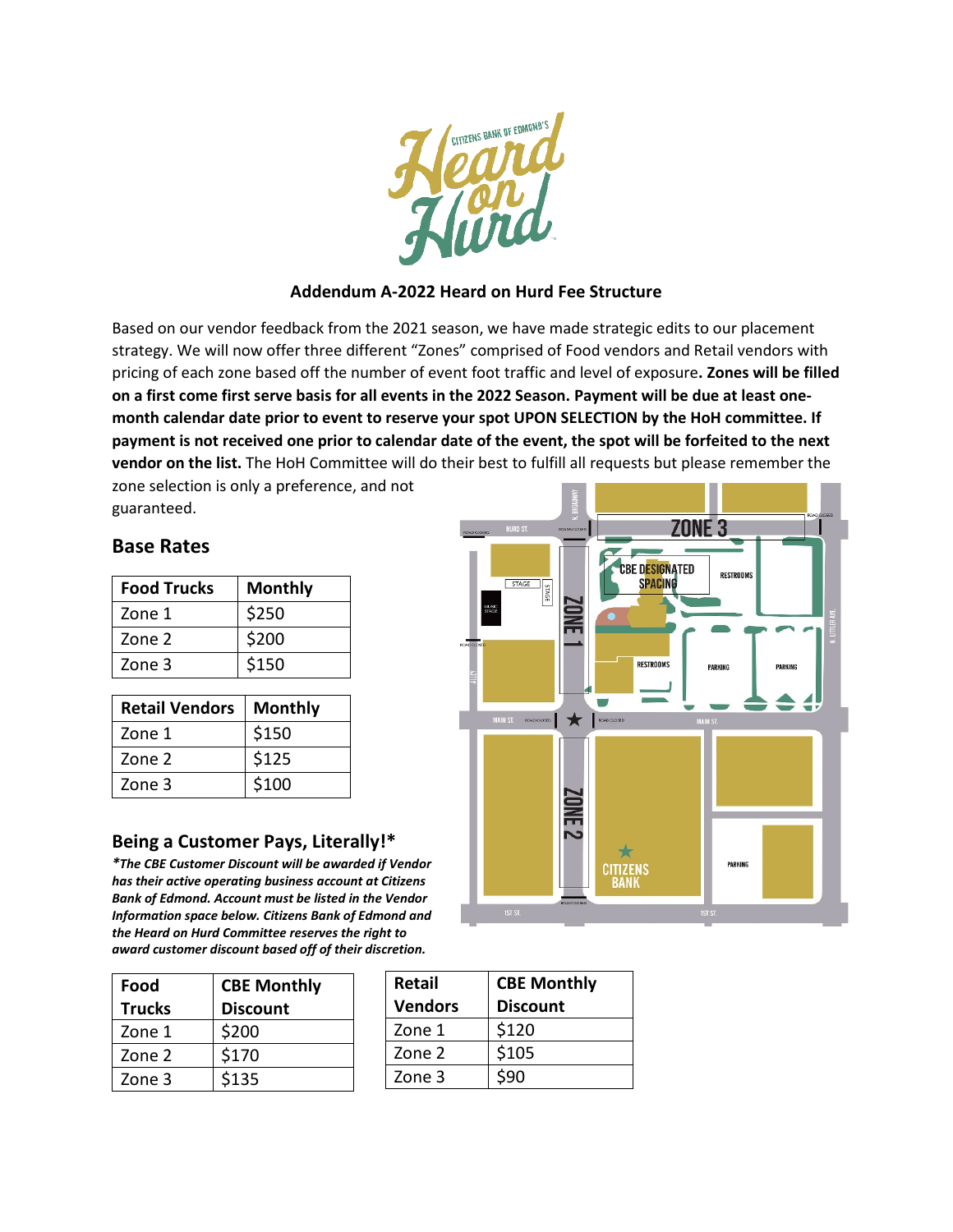## Addendum A-2022 Heard on Hurd Fee Structure

Based on our vendor feedback from the 2021 season, we have made strategic edits to our placement strategy. We will now offer three different "Zones" comprised of Food vendors and Retail vendors with pricing of each zone based off the number of event foot traffic and level of exposure**. Zones will be filled on a first come first serve basis for all events in the 2022 Season. Payment will be due at least one-month calendar date prior to event to reserve your spot UPON SELECTION by the HoH committee. If payment is not received one prior to calendar date of the event, the spot will be forfeited to the next vendor on the list.** The HoH Committee will do their best to fulfill all requests but please remember the zone selection is only a preference, and not guaranteed.

### Base Rates

| Food Trucks | Monthly |
|---|---|
| Zone 1 | $250 |
| Zone 2 | $200 |
| Zone 3 | $150 |

| Retail Vendors | Monthly |
|---|---|
| Zone 1 | $150 |
| Zone 2 | $125 |
| Zone 3 | $100 |

### Being a Customer Pays, Literally!*

***The CBE Customer Discount will be awarded if Vendor has their active operating business account at Citizens Bank of Edmond. Account must be listed in the Vendor Information space below. Citizens Bank of Edmond and the Heard on Hurd Committee reserves the right to award customer discount based off of their discretion.***

| Food Trucks | CBE Monthly Discount |
|---|---|
| Zone 1 | $200 |
| Zone 2 | $170 |
| Zone 3 | $135 |

| Retail Vendors | CBE Monthly Discount |
|---|---|
| Zone 1 | $120 |
| Zone 2 | $105 |
| Zone 3 | $90 |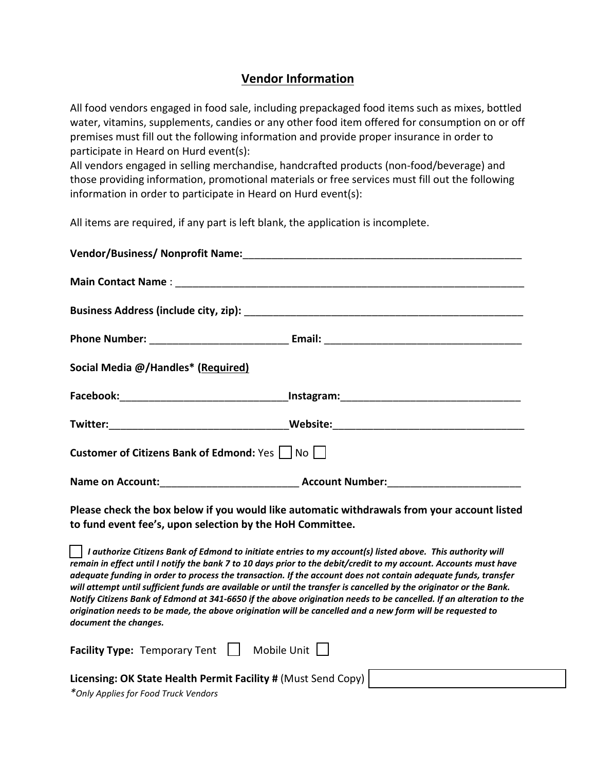## Vendor Information

All food vendors engaged in food sale, including prepackaged food items such as mixes, bottled water, vitamins, supplements, candies or any other food item offered for consumption on or off premises must fill out the following information and provide proper insurance in order to participate in Heard on Hurd event(s):
All vendors engaged in selling merchandise, handcrafted products (non-food/beverage) and those providing information, promotional materials or free services must fill out the following information in order to participate in Heard on Hurd event(s):

All items are required, if any part is left blank, the application is incomplete.

**Vendor/Business/ Nonprofit Name:**__________________________________________________

**Main Contact Name** : ____________________________________________________________

**Business Address (include city, zip):** _______________________________________________

**Phone Number:** ________________________ **Email:** __________________________________

**Social Media @/Handles* (Required)**

**Facebook:**_____________________________**Instagram:**_______________________________

**Twitter:**______________________________**Website:**_________________________________

**Customer of Citizens Bank of Edmond:** Yes ☐ No ☐

**Name on Account:**________________________ **Account Number:**_______________________

**Please check the box below if you would like automatic withdrawals from your account listed to fund event fee's, upon selection by the HoH Committee.**

☐ ***I authorize Citizens Bank of Edmond to initiate entries to my account(s) listed above. This authority will remain in effect until I notify the bank 7 to 10 days prior to the debit/credit to my account. Accounts must have adequate funding in order to process the transaction. If the account does not contain adequate funds, transfer will attempt until sufficient funds are available or until the transfer is cancelled by the originator or the Bank. Notify Citizens Bank of Edmond at 341-6650 if the above origination needs to be cancelled. If an alteration to the origination needs to be made, the above origination will be cancelled and a new form will be requested to document the changes.***

**Facility Type:** Temporary Tent ☐ Mobile Unit ☐

**Licensing: OK State Health Permit Facility #** (Must Send Copy) ____________________

**Only Applies for Food Truck Vendors*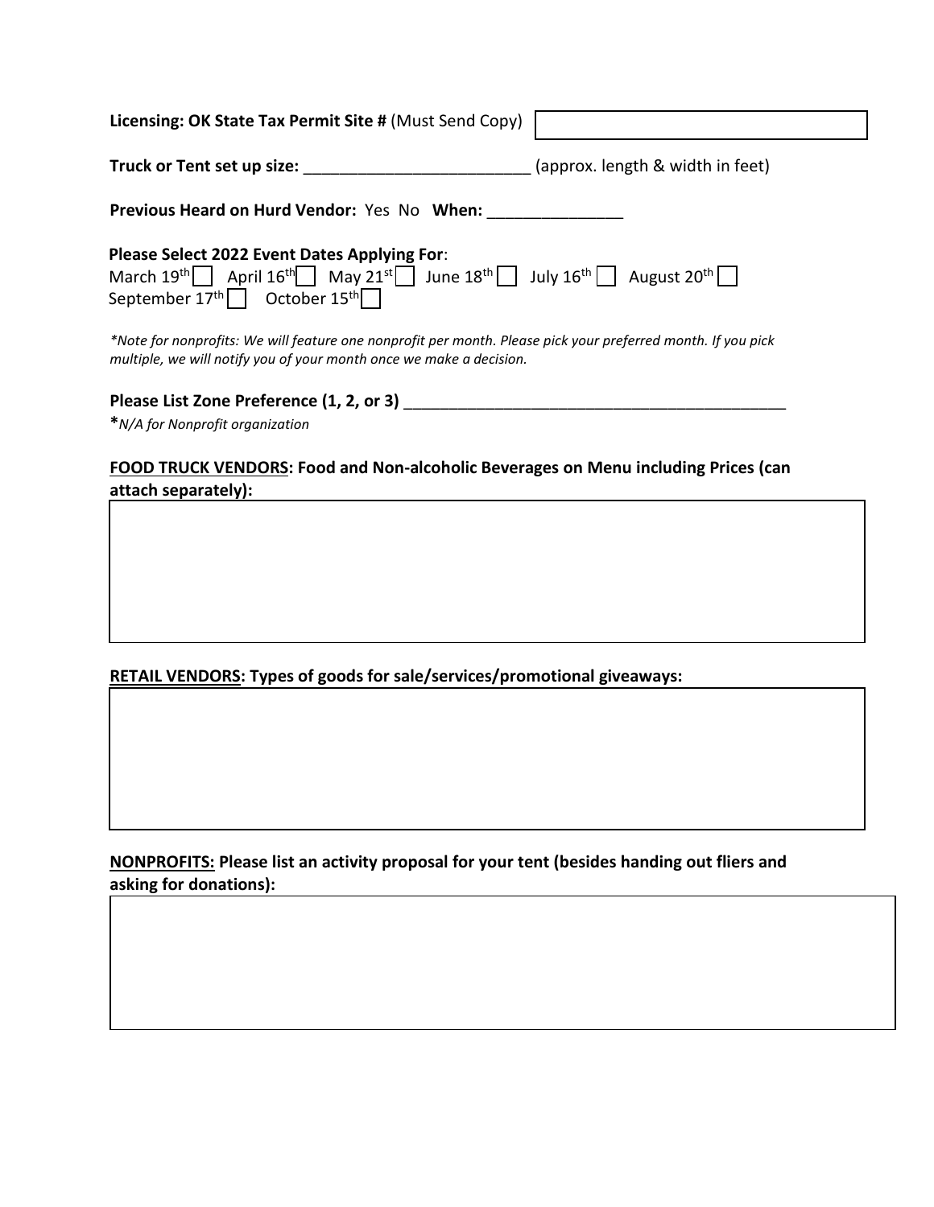**Licensing: OK State Tax Permit Site #** (Must Send Copy) ____________________

**Truck or Tent set up size:** _________________________ (approx. length & width in feet)

**Previous Heard on Hurd Vendor:** Yes No **When:** _______________

**Please Select 2022 Event Dates Applying For**:

March 19th ☐ April 16th ☐ May 21st ☐ June 18th ☐ July 16th ☐ August 20th ☐
September 17th ☐ October 15th ☐

*\*Note for nonprofits: We will feature one nonprofit per month. Please pick your preferred month. If you pick multiple, we will notify you of your month once we make a decision.*

**Please List Zone Preference (1, 2, or 3)** _____________________________________________

**\****N/A for Nonprofit organization*

**<u>FOOD TRUCK VENDORS</u>: Food and Non-alcoholic Beverages on Menu including Prices (can attach separately):**

| |
|---|
| |

**<u>RETAIL VENDORS</u>: Types of goods for sale/services/promotional giveaways:**

| |
|---|
| |

**<u>NONPROFITS:</u> Please list an activity proposal for your tent (besides handing out fliers and asking for donations):**

| |
|---|
| |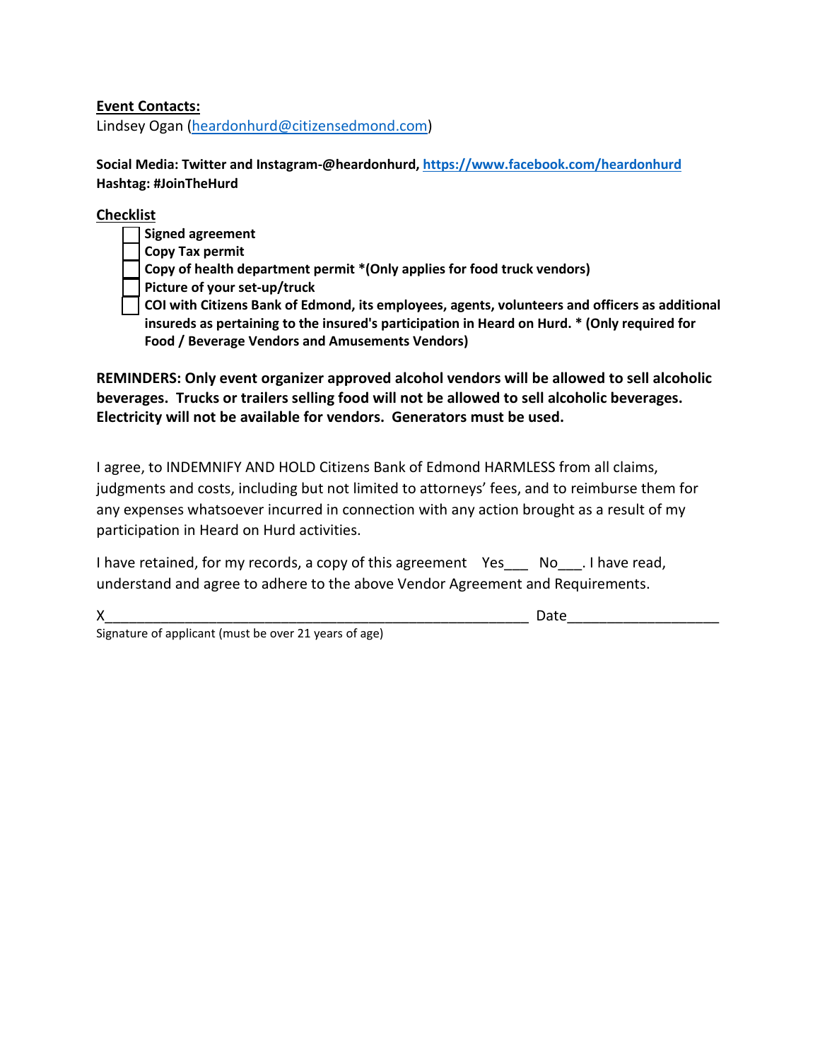**Event Contacts:**

Lindsey Ogan (heardonhurd@citizensedmond.com)

**Social Media: Twitter and Instagram-@heardonhurd, https://www.facebook.com/heardonhurd**
**Hashtag: #JoinTheHurd**

**Checklist**

- [ ] **Signed agreement**
- [ ] **Copy Tax permit**
- [ ] **Copy of health department permit *(Only applies for food truck vendors)**
- [ ] **Picture of your set-up/truck**
- [ ] **COI with Citizens Bank of Edmond, its employees, agents, volunteers and officers as additional insureds as pertaining to the insured's participation in Heard on Hurd. * (Only required for Food / Beverage Vendors and Amusements Vendors)**

**REMINDERS: Only event organizer approved alcohol vendors will be allowed to sell alcoholic beverages. Trucks or trailers selling food will not be allowed to sell alcoholic beverages. Electricity will not be available for vendors. Generators must be used.**

I agree, to INDEMNIFY AND HOLD Citizens Bank of Edmond HARMLESS from all claims, judgments and costs, including but not limited to attorneys' fees, and to reimburse them for any expenses whatsoever incurred in connection with any action brought as a result of my participation in Heard on Hurd activities.

I have retained, for my records, a copy of this agreement Yes___ No___. I have read, understand and agree to adhere to the above Vendor Agreement and Requirements.

X_______________________________________________________ Date___________________

Signature of applicant (must be over 21 years of age)